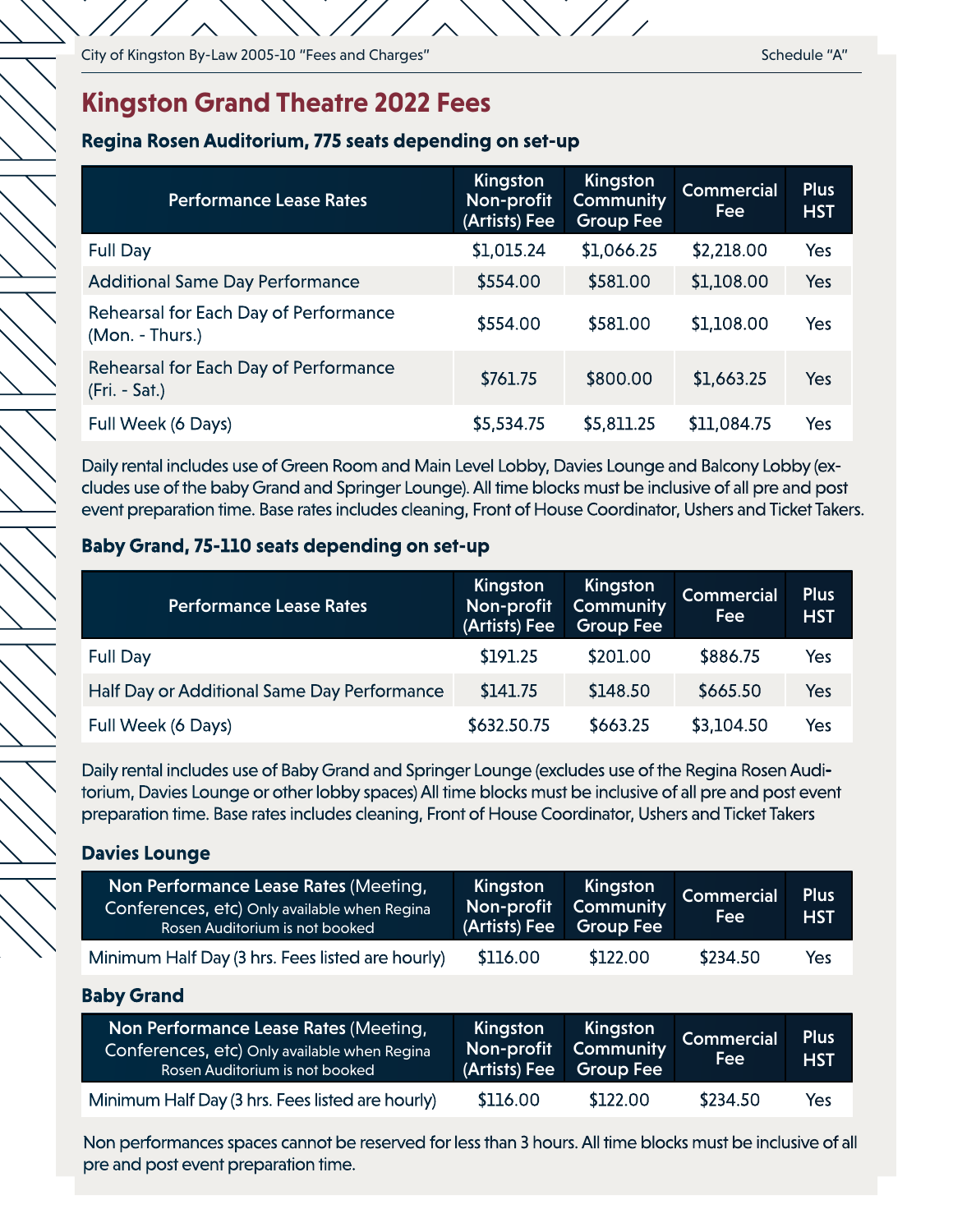# Kingston Grand Theatre 2022 Fees

### Regina Rosen Auditorium, 775 seats depending on set-up

| Performance Lease Rates | Kingston Non-profit (Artists) Fee | Kingston Community Group Fee | Commercial Fee | Plus HST |
|---|---|---|---|---|
| Full Day | $1,015.24 | $1,066.25 | $2,218.00 | Yes |
| Additional Same Day Performance | $554.00 | $581.00 | $1,108.00 | Yes |
| Rehearsal for Each Day of Performance (Mon. - Thurs.) | $554.00 | $581.00 | $1,108.00 | Yes |
| Rehearsal for Each Day of Performance (Fri. - Sat.) | $761.75 | $800.00 | $1,663.25 | Yes |
| Full Week (6 Days) | $5,534.75 | $5,811.25 | $11,084.75 | Yes |

Daily rental includes use of Green Room and Main Level Lobby, Davies Lounge and Balcony Lobby (excludes use of the baby Grand and Springer Lounge). All time blocks must be inclusive of all pre and post event preparation time. Base rates includes cleaning, Front of House Coordinator, Ushers and Ticket Takers.

### Baby Grand, 75-110 seats depending on set-up

| Performance Lease Rates | Kingston Non-profit (Artists) Fee | Kingston Community Group Fee | Commercial Fee | Plus HST |
|---|---|---|---|---|
| Full Day | $191.25 | $201.00 | $886.75 | Yes |
| Half Day or Additional Same Day Performance | $141.75 | $148.50 | $665.50 | Yes |
| Full Week (6 Days) | $632.50.75 | $663.25 | $3,104.50 | Yes |

Daily rental includes use of Baby Grand and Springer Lounge (excludes use of the Regina Rosen Auditorium, Davies Lounge or other lobby spaces) All time blocks must be inclusive of all pre and post event preparation time. Base rates includes cleaning, Front of House Coordinator, Ushers and Ticket Takers

### Davies Lounge

| **Non Performance Lease Rates** (Meeting, Conferences, etc) Only available when Regina Rosen Auditorium is not booked | Kingston Non-profit (Artists) Fee | Kingston Community Group Fee | Commercial Fee | Plus HST |
|---|---|---|---|---|
| Minimum Half Day (3 hrs. Fees listed are hourly) | $116.00 | $122.00 | $234.50 | Yes |

### Baby Grand

| **Non Performance Lease Rates** (Meeting, Conferences, etc) Only available when Regina Rosen Auditorium is not booked | Kingston Non-profit (Artists) Fee | Kingston Community Group Fee | Commercial Fee | Plus HST |
|---|---|---|---|---|
| Minimum Half Day (3 hrs. Fees listed are hourly) | $116.00 | $122.00 | $234.50 | Yes |

Non performances spaces cannot be reserved for less than 3 hours. All time blocks must be inclusive of all pre and post event preparation time.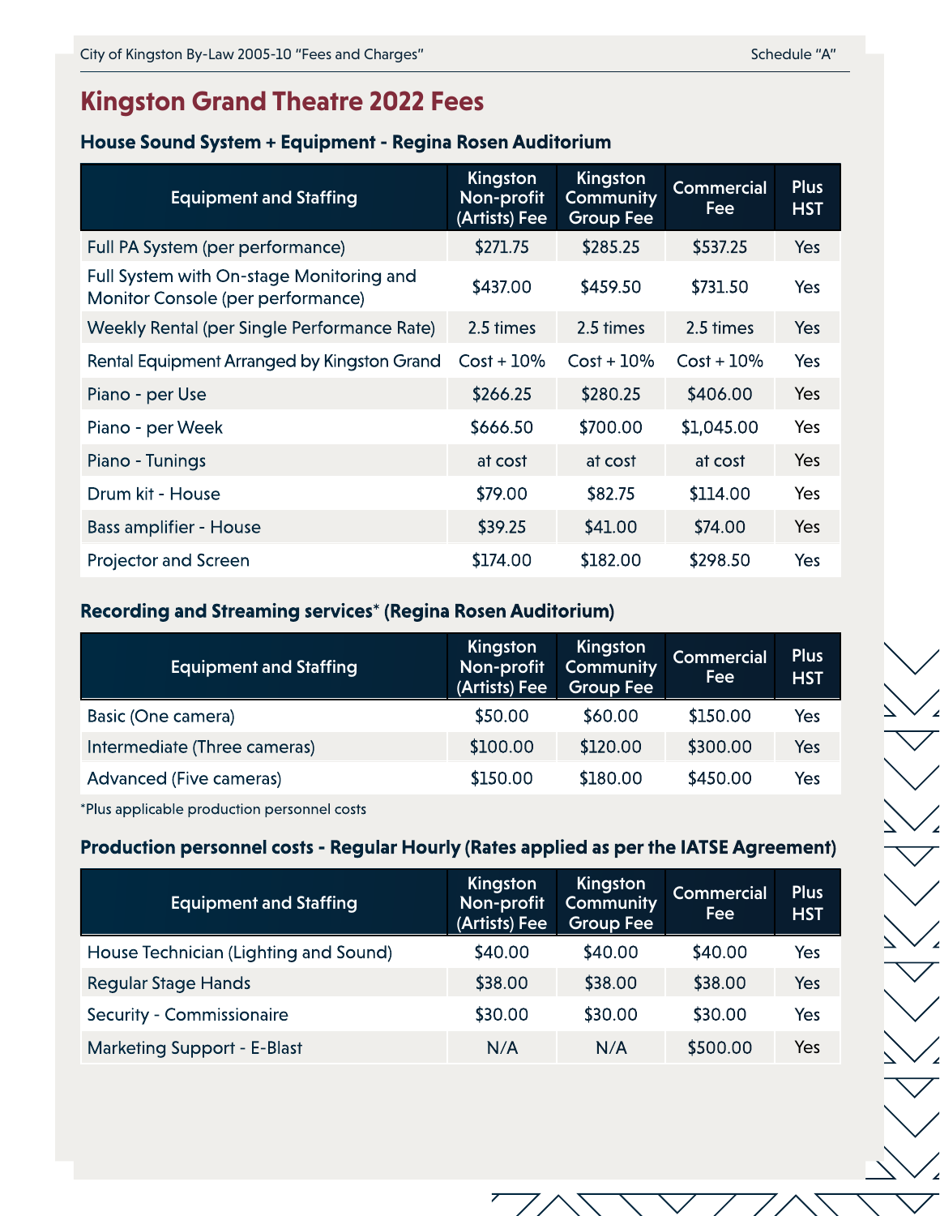# Kingston Grand Theatre 2022 Fees

## House Sound System + Equipment - Regina Rosen Auditorium

| Equipment and Staffing | Kingston Non-profit (Artists) Fee | Kingston Community Group Fee | Commercial Fee | Plus HST |
|---|---|---|---|---|
| Full PA System (per performance) | $271.75 | $285.25 | $537.25 | Yes |
| Full System with On-stage Monitoring and Monitor Console (per performance) | $437.00 | $459.50 | $731.50 | Yes |
| Weekly Rental (per Single Performance Rate) | 2.5 times | 2.5 times | 2.5 times | Yes |
| Rental Equipment Arranged by Kingston Grand | Cost + 10% | Cost + 10% | Cost + 10% | Yes |
| Piano - per Use | $266.25 | $280.25 | $406.00 | Yes |
| Piano - per Week | $666.50 | $700.00 | $1,045.00 | Yes |
| Piano - Tunings | at cost | at cost | at cost | Yes |
| Drum kit - House | $79.00 | $82.75 | $114.00 | Yes |
| Bass amplifier - House | $39.25 | $41.00 | $74.00 | Yes |
| Projector and Screen | $174.00 | $182.00 | $298.50 | Yes |

## Recording and Streaming services* (Regina Rosen Auditorium)

| Equipment and Staffing | Kingston Non-profit (Artists) Fee | Kingston Community Group Fee | Commercial Fee | Plus HST |
|---|---|---|---|---|
| Basic (One camera) | $50.00 | $60.00 | $150.00 | Yes |
| Intermediate (Three cameras) | $100.00 | $120.00 | $300.00 | Yes |
| Advanced (Five cameras) | $150.00 | $180.00 | $450.00 | Yes |

*Plus applicable production personnel costs

## Production personnel costs - Regular Hourly (Rates applied as per the IATSE Agreement)

| Equipment and Staffing | Kingston Non-profit (Artists) Fee | Kingston Community Group Fee | Commercial Fee | Plus HST |
|---|---|---|---|---|
| House Technician (Lighting and Sound) | $40.00 | $40.00 | $40.00 | Yes |
| Regular Stage Hands | $38.00 | $38.00 | $38.00 | Yes |
| Security - Commissionaire | $30.00 | $30.00 | $30.00 | Yes |
| Marketing Support - E-Blast | N/A | N/A | $500.00 | Yes |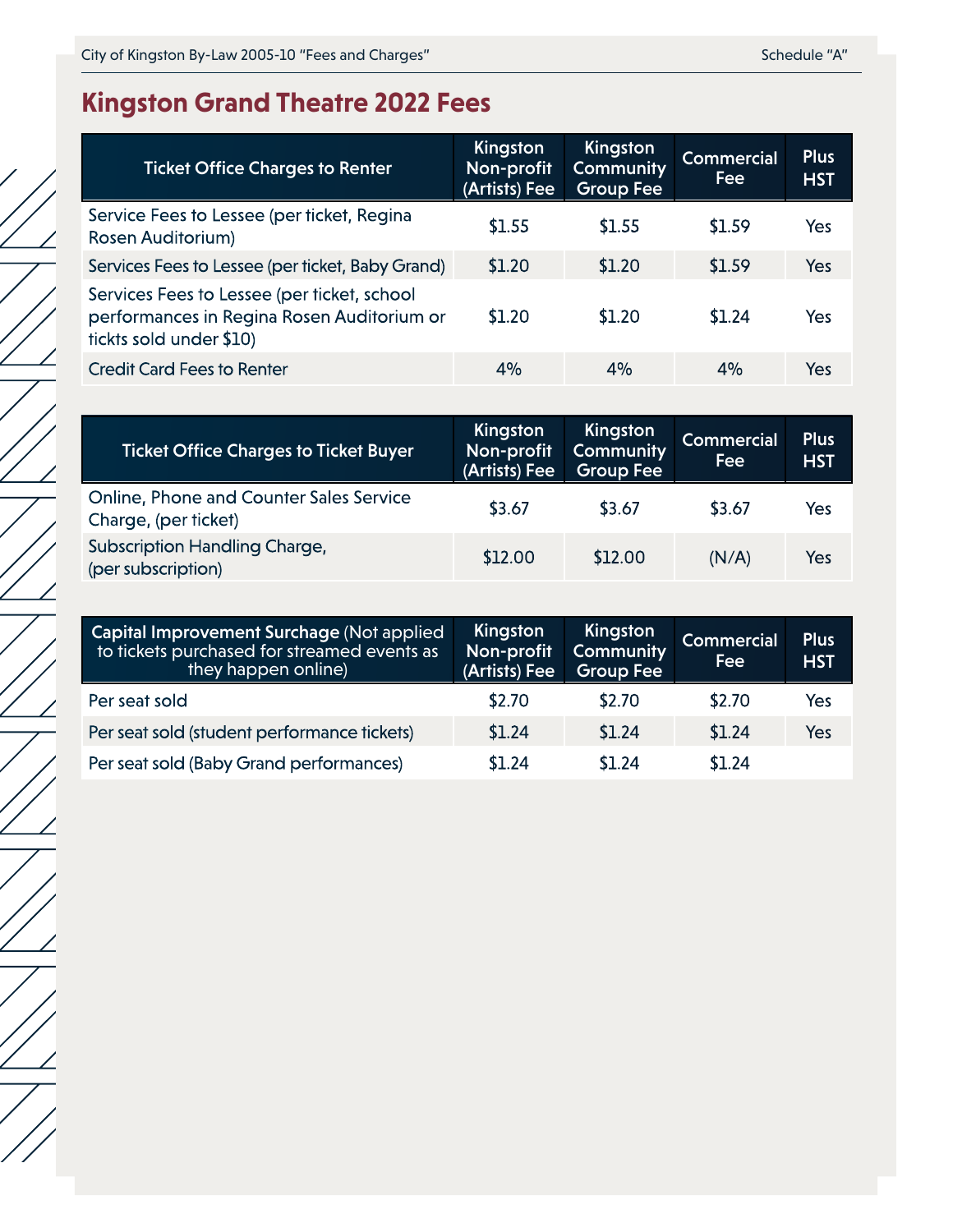## Kingston Grand Theatre 2022 Fees

| Ticket Office Charges to Renter | Kingston Non-profit (Artists) Fee | Kingston Community Group Fee | Commercial Fee | Plus HST |
|---|---|---|---|---|
| Service Fees to Lessee (per ticket, Regina Rosen Auditorium) | $1.55 | $1.55 | $1.59 | Yes |
| Services Fees to Lessee (per ticket, Baby Grand) | $1.20 | $1.20 | $1.59 | Yes |
| Services Fees to Lessee (per ticket, school performances in Regina Rosen Auditorium or tickts sold under $10) | $1.20 | $1.20 | $1.24 | Yes |
| Credit Card Fees to Renter | 4% | 4% | 4% | Yes |

| Ticket Office Charges to Ticket Buyer | Kingston Non-profit (Artists) Fee | Kingston Community Group Fee | Commercial Fee | Plus HST |
|---|---|---|---|---|
| Online, Phone and Counter Sales Service Charge, (per ticket) | $3.67 | $3.67 | $3.67 | Yes |
| Subscription Handling Charge, (per subscription) | $12.00 | $12.00 | (N/A) | Yes |

| **Capital Improvement Surchage** (Not applied to tickets purchased for streamed events as they happen online) | Kingston Non-profit (Artists) Fee | Kingston Community Group Fee | Commercial Fee | Plus HST |
|---|---|---|---|---|
| Per seat sold | $2.70 | $2.70 | $2.70 | Yes |
| Per seat sold (student performance tickets) | $1.24 | $1.24 | $1.24 | Yes |
| Per seat sold (Baby Grand performances) | $1.24 | $1.24 | $1.24 | |